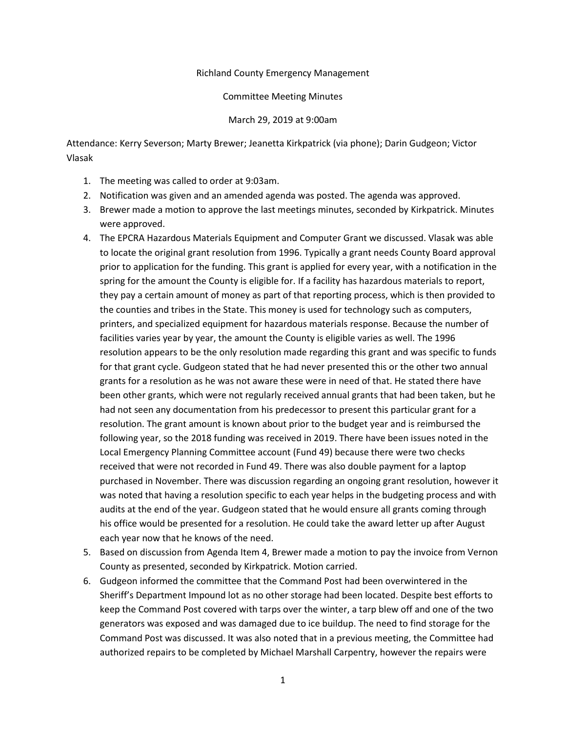Richland County Emergency Management

Committee Meeting Minutes

March 29, 2019 at 9:00am

Attendance: Kerry Severson; Marty Brewer; Jeanetta Kirkpatrick (via phone); Darin Gudgeon; Victor Vlasak

1. The meeting was called to order at 9:03am.
2. Notification was given and an amended agenda was posted. The agenda was approved.
3. Brewer made a motion to approve the last meetings minutes, seconded by Kirkpatrick. Minutes were approved.
4. The EPCRA Hazardous Materials Equipment and Computer Grant we discussed. Vlasak was able to locate the original grant resolution from 1996. Typically a grant needs County Board approval prior to application for the funding. This grant is applied for every year, with a notification in the spring for the amount the County is eligible for. If a facility has hazardous materials to report, they pay a certain amount of money as part of that reporting process, which is then provided to the counties and tribes in the State. This money is used for technology such as computers, printers, and specialized equipment for hazardous materials response. Because the number of facilities varies year by year, the amount the County is eligible varies as well. The 1996 resolution appears to be the only resolution made regarding this grant and was specific to funds for that grant cycle. Gudgeon stated that he had never presented this or the other two annual grants for a resolution as he was not aware these were in need of that. He stated there have been other grants, which were not regularly received annual grants that had been taken, but he had not seen any documentation from his predecessor to present this particular grant for a resolution. The grant amount is known about prior to the budget year and is reimbursed the following year, so the 2018 funding was received in 2019. There have been issues noted in the Local Emergency Planning Committee account (Fund 49) because there were two checks received that were not recorded in Fund 49. There was also double payment for a laptop purchased in November. There was discussion regarding an ongoing grant resolution, however it was noted that having a resolution specific to each year helps in the budgeting process and with audits at the end of the year. Gudgeon stated that he would ensure all grants coming through his office would be presented for a resolution. He could take the award letter up after August each year now that he knows of the need.
5. Based on discussion from Agenda Item 4, Brewer made a motion to pay the invoice from Vernon County as presented, seconded by Kirkpatrick. Motion carried.
6. Gudgeon informed the committee that the Command Post had been overwintered in the Sheriff's Department Impound lot as no other storage had been located. Despite best efforts to keep the Command Post covered with tarps over the winter, a tarp blew off and one of the two generators was exposed and was damaged due to ice buildup. The need to find storage for the Command Post was discussed. It was also noted that in a previous meeting, the Committee had authorized repairs to be completed by Michael Marshall Carpentry, however the repairs were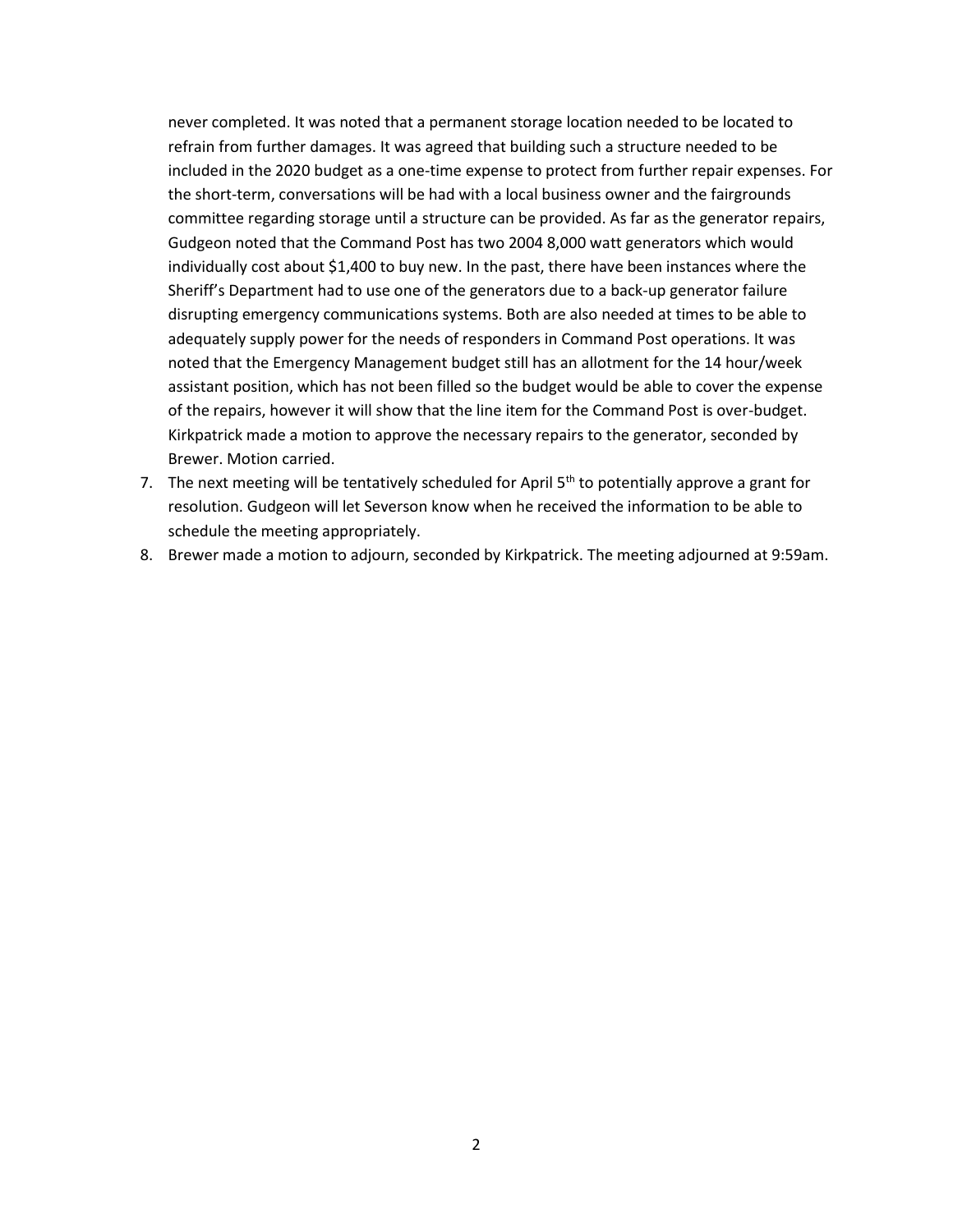never completed. It was noted that a permanent storage location needed to be located to refrain from further damages. It was agreed that building such a structure needed to be included in the 2020 budget as a one-time expense to protect from further repair expenses. For the short-term, conversations will be had with a local business owner and the fairgrounds committee regarding storage until a structure can be provided. As far as the generator repairs, Gudgeon noted that the Command Post has two 2004 8,000 watt generators which would individually cost about $1,400 to buy new. In the past, there have been instances where the Sheriff's Department had to use one of the generators due to a back-up generator failure disrupting emergency communications systems. Both are also needed at times to be able to adequately supply power for the needs of responders in Command Post operations. It was noted that the Emergency Management budget still has an allotment for the 14 hour/week assistant position, which has not been filled so the budget would be able to cover the expense of the repairs, however it will show that the line item for the Command Post is over-budget. Kirkpatrick made a motion to approve the necessary repairs to the generator, seconded by Brewer. Motion carried.

7. The next meeting will be tentatively scheduled for April 5th to potentially approve a grant for resolution. Gudgeon will let Severson know when he received the information to be able to schedule the meeting appropriately.
8. Brewer made a motion to adjourn, seconded by Kirkpatrick. The meeting adjourned at 9:59am.